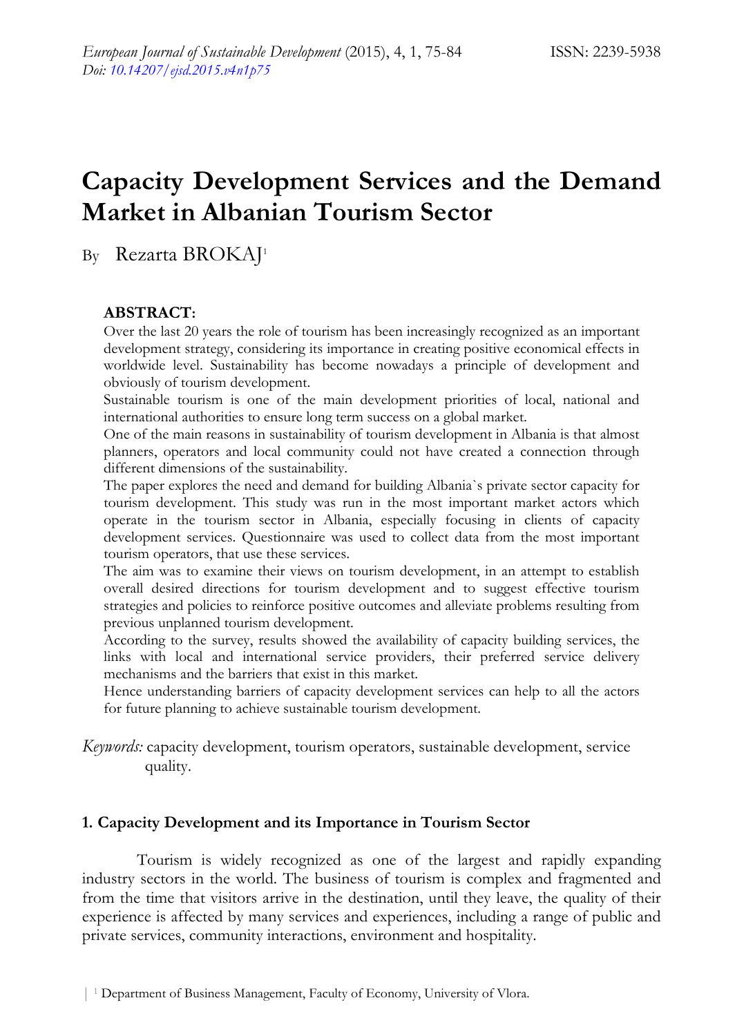# Capacity Development Services and the Demand Market in Albanian Tourism Sector

By Rezarta BROKAJ[1]

**ABSTRACT:**

Over the last 20 years the role of tourism has been increasingly recognized as an important development strategy, considering its importance in creating positive economical effects in worldwide level. Sustainability has become nowadays a principle of development and obviously of tourism development.

Sustainable tourism is one of the main development priorities of local, national and international authorities to ensure long term success on a global market.

One of the main reasons in sustainability of tourism development in Albania is that almost planners, operators and local community could not have created a connection through different dimensions of the sustainability.

The paper explores the need and demand for building Albania`s private sector capacity for tourism development. This study was run in the most important market actors which operate in the tourism sector in Albania, especially focusing in clients of capacity development services. Questionnaire was used to collect data from the most important tourism operators, that use these services.

The aim was to examine their views on tourism development, in an attempt to establish overall desired directions for tourism development and to suggest effective tourism strategies and policies to reinforce positive outcomes and alleviate problems resulting from previous unplanned tourism development.

According to the survey, results showed the availability of capacity building services, the links with local and international service providers, their preferred service delivery mechanisms and the barriers that exist in this market.

Hence understanding barriers of capacity development services can help to all the actors for future planning to achieve sustainable tourism development.

*Keywords:* capacity development, tourism operators, sustainable development, service quality.

## 1. Capacity Development and its Importance in Tourism Sector

Tourism is widely recognized as one of the largest and rapidly expanding industry sectors in the world. The business of tourism is complex and fragmented and from the time that visitors arrive in the destination, until they leave, the quality of their experience is affected by many services and experiences, including a range of public and private services, community interactions, environment and hospitality.

[1] Department of Business Management, Faculty of Economy, University of Vlora.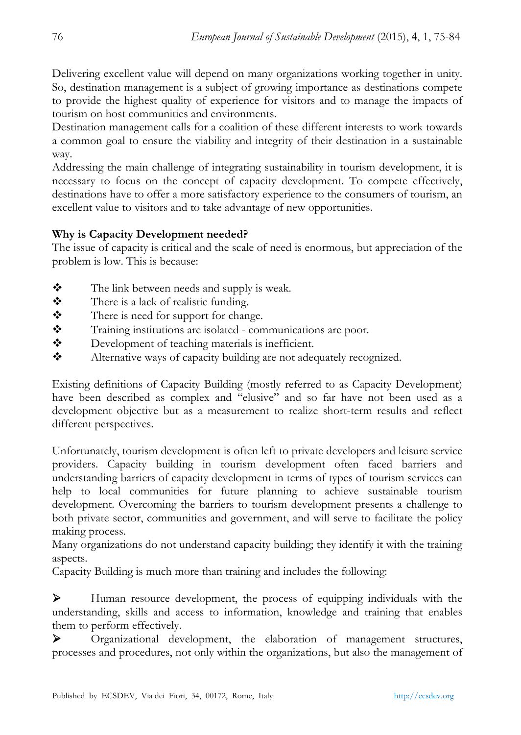Delivering excellent value will depend on many organizations working together in unity. So, destination management is a subject of growing importance as destinations compete to provide the highest quality of experience for visitors and to manage the impacts of tourism on host communities and environments.

Destination management calls for a coalition of these different interests to work towards a common goal to ensure the viability and integrity of their destination in a sustainable way.

Addressing the main challenge of integrating sustainability in tourism development, it is necessary to focus on the concept of capacity development. To compete effectively, destinations have to offer a more satisfactory experience to the consumers of tourism, an excellent value to visitors and to take advantage of new opportunities.

**Why is Capacity Development needed?**

The issue of capacity is critical and the scale of need is enormous, but appreciation of the problem is low. This is because:

- The link between needs and supply is weak.
- There is a lack of realistic funding.
- There is need for support for change.
- Training institutions are isolated - communications are poor.
- Development of teaching materials is inefficient.
- Alternative ways of capacity building are not adequately recognized.

Existing definitions of Capacity Building (mostly referred to as Capacity Development) have been described as complex and "elusive" and so far have not been used as a development objective but as a measurement to realize short-term results and reflect different perspectives.

Unfortunately, tourism development is often left to private developers and leisure service providers. Capacity building in tourism development often faced barriers and understanding barriers of capacity development in terms of types of tourism services can help to local communities for future planning to achieve sustainable tourism development. Overcoming the barriers to tourism development presents a challenge to both private sector, communities and government, and will serve to facilitate the policy making process.

Many organizations do not understand capacity building; they identify it with the training aspects.

Capacity Building is much more than training and includes the following:

- Human resource development, the process of equipping individuals with the understanding, skills and access to information, knowledge and training that enables them to perform effectively.
- Organizational development, the elaboration of management structures, processes and procedures, not only within the organizations, but also the management of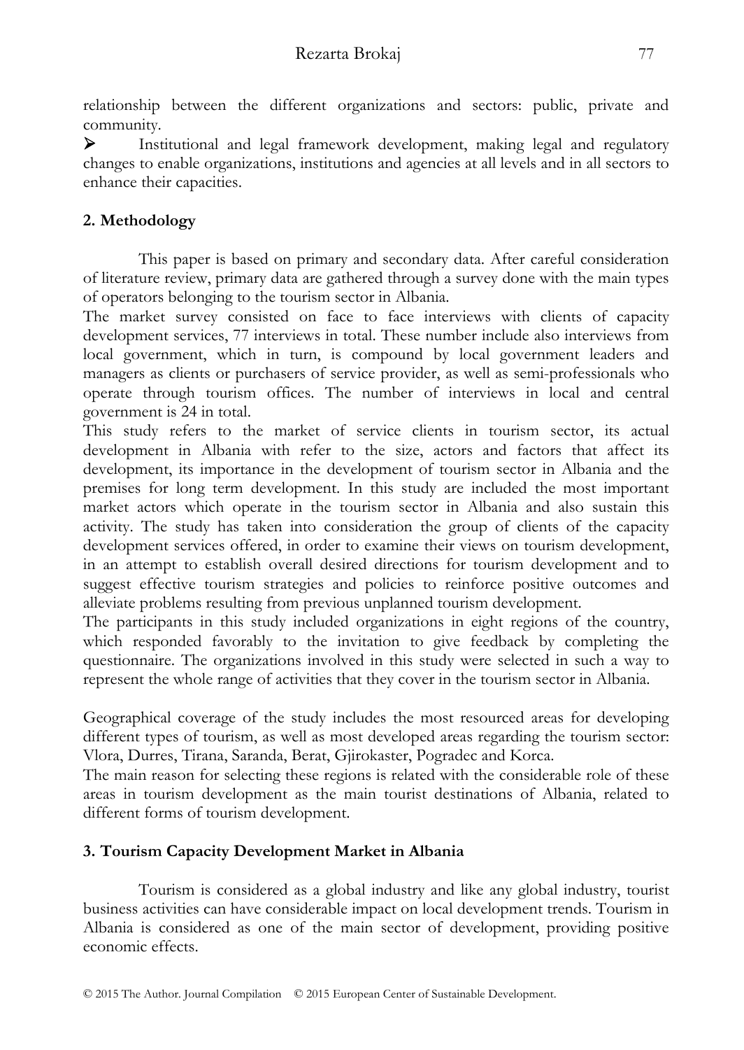relationship between the different organizations and sectors: public, private and community.

- Institutional and legal framework development, making legal and regulatory changes to enable organizations, institutions and agencies at all levels and in all sectors to enhance their capacities.

## 2. Methodology

This paper is based on primary and secondary data. After careful consideration of literature review, primary data are gathered through a survey done with the main types of operators belonging to the tourism sector in Albania.

The market survey consisted on face to face interviews with clients of capacity development services, 77 interviews in total. These number include also interviews from local government, which in turn, is compound by local government leaders and managers as clients or purchasers of service provider, as well as semi-professionals who operate through tourism offices. The number of interviews in local and central government is 24 in total.

This study refers to the market of service clients in tourism sector, its actual development in Albania with refer to the size, actors and factors that affect its development, its importance in the development of tourism sector in Albania and the premises for long term development. In this study are included the most important market actors which operate in the tourism sector in Albania and also sustain this activity. The study has taken into consideration the group of clients of the capacity development services offered, in order to examine their views on tourism development, in an attempt to establish overall desired directions for tourism development and to suggest effective tourism strategies and policies to reinforce positive outcomes and alleviate problems resulting from previous unplanned tourism development.

The participants in this study included organizations in eight regions of the country, which responded favorably to the invitation to give feedback by completing the questionnaire. The organizations involved in this study were selected in such a way to represent the whole range of activities that they cover in the tourism sector in Albania.

Geographical coverage of the study includes the most resourced areas for developing different types of tourism, as well as most developed areas regarding the tourism sector: Vlora, Durres, Tirana, Saranda, Berat, Gjirokaster, Pogradec and Korca.

The main reason for selecting these regions is related with the considerable role of these areas in tourism development as the main tourist destinations of Albania, related to different forms of tourism development.

## 3. Tourism Capacity Development Market in Albania

Tourism is considered as a global industry and like any global industry, tourist business activities can have considerable impact on local development trends. Tourism in Albania is considered as one of the main sector of development, providing positive economic effects.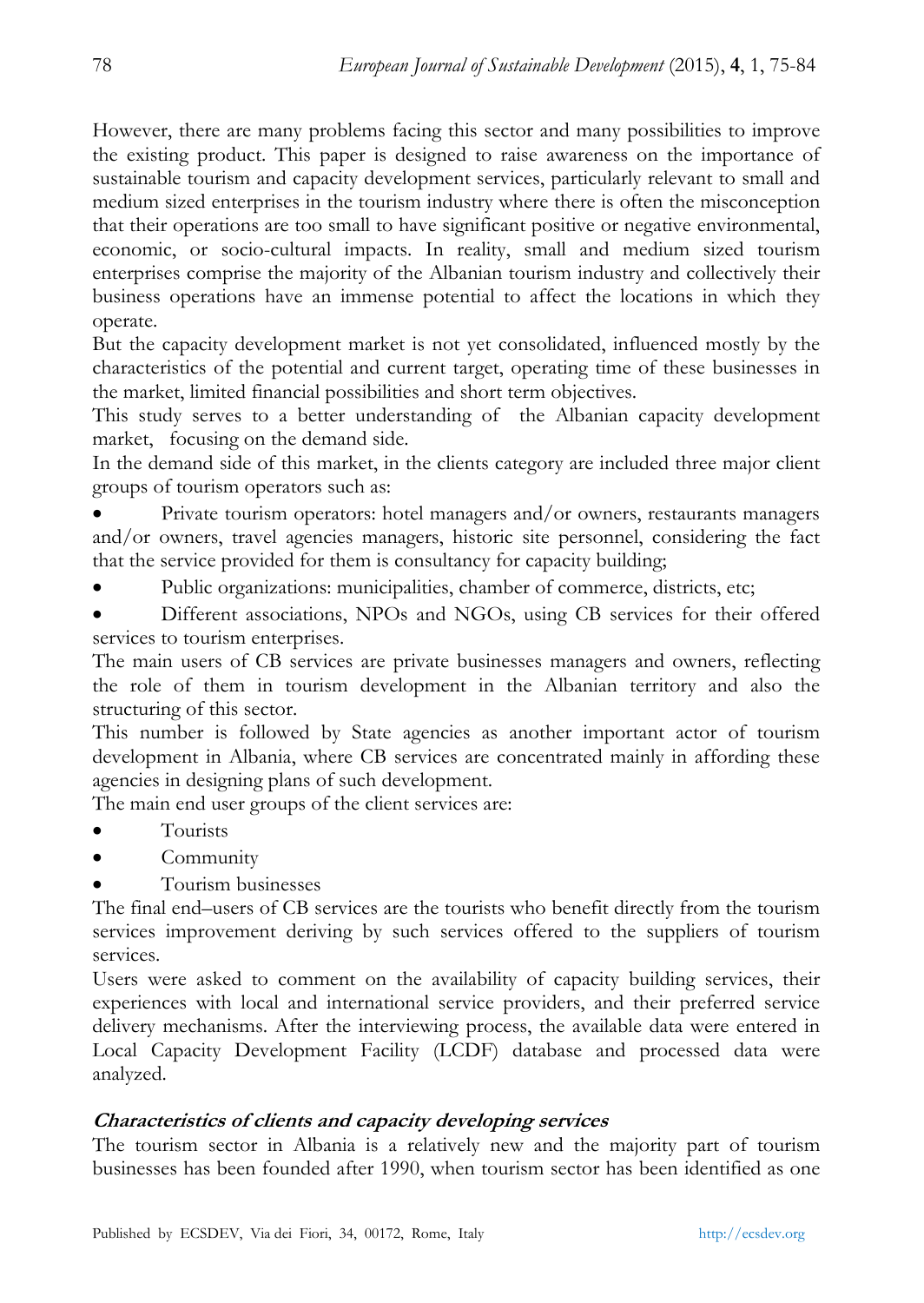However, there are many problems facing this sector and many possibilities to improve the existing product. This paper is designed to raise awareness on the importance of sustainable tourism and capacity development services, particularly relevant to small and medium sized enterprises in the tourism industry where there is often the misconception that their operations are too small to have significant positive or negative environmental, economic, or socio-cultural impacts. In reality, small and medium sized tourism enterprises comprise the majority of the Albanian tourism industry and collectively their business operations have an immense potential to affect the locations in which they operate.

But the capacity development market is not yet consolidated, influenced mostly by the characteristics of the potential and current target, operating time of these businesses in the market, limited financial possibilities and short term objectives.

This study serves to a better understanding of the Albanian capacity development market, focusing on the demand side.

In the demand side of this market, in the clients category are included three major client groups of tourism operators such as:

- Private tourism operators: hotel managers and/or owners, restaurants managers and/or owners, travel agencies managers, historic site personnel, considering the fact that the service provided for them is consultancy for capacity building;
- Public organizations: municipalities, chamber of commerce, districts, etc;
- Different associations, NPOs and NGOs, using CB services for their offered services to tourism enterprises.

The main users of CB services are private businesses managers and owners, reflecting the role of them in tourism development in the Albanian territory and also the structuring of this sector.

This number is followed by State agencies as another important actor of tourism development in Albania, where CB services are concentrated mainly in affording these agencies in designing plans of such development.

The main end user groups of the client services are:

- Tourists
- Community
- Tourism businesses

The final end–users of CB services are the tourists who benefit directly from the tourism services improvement deriving by such services offered to the suppliers of tourism services.

Users were asked to comment on the availability of capacity building services, their experiences with local and international service providers, and their preferred service delivery mechanisms. After the interviewing process, the available data were entered in Local Capacity Development Facility (LCDF) database and processed data were analyzed.

### *Characteristics of clients and capacity developing services*

The tourism sector in Albania is a relatively new and the majority part of tourism businesses has been founded after 1990, when tourism sector has been identified as one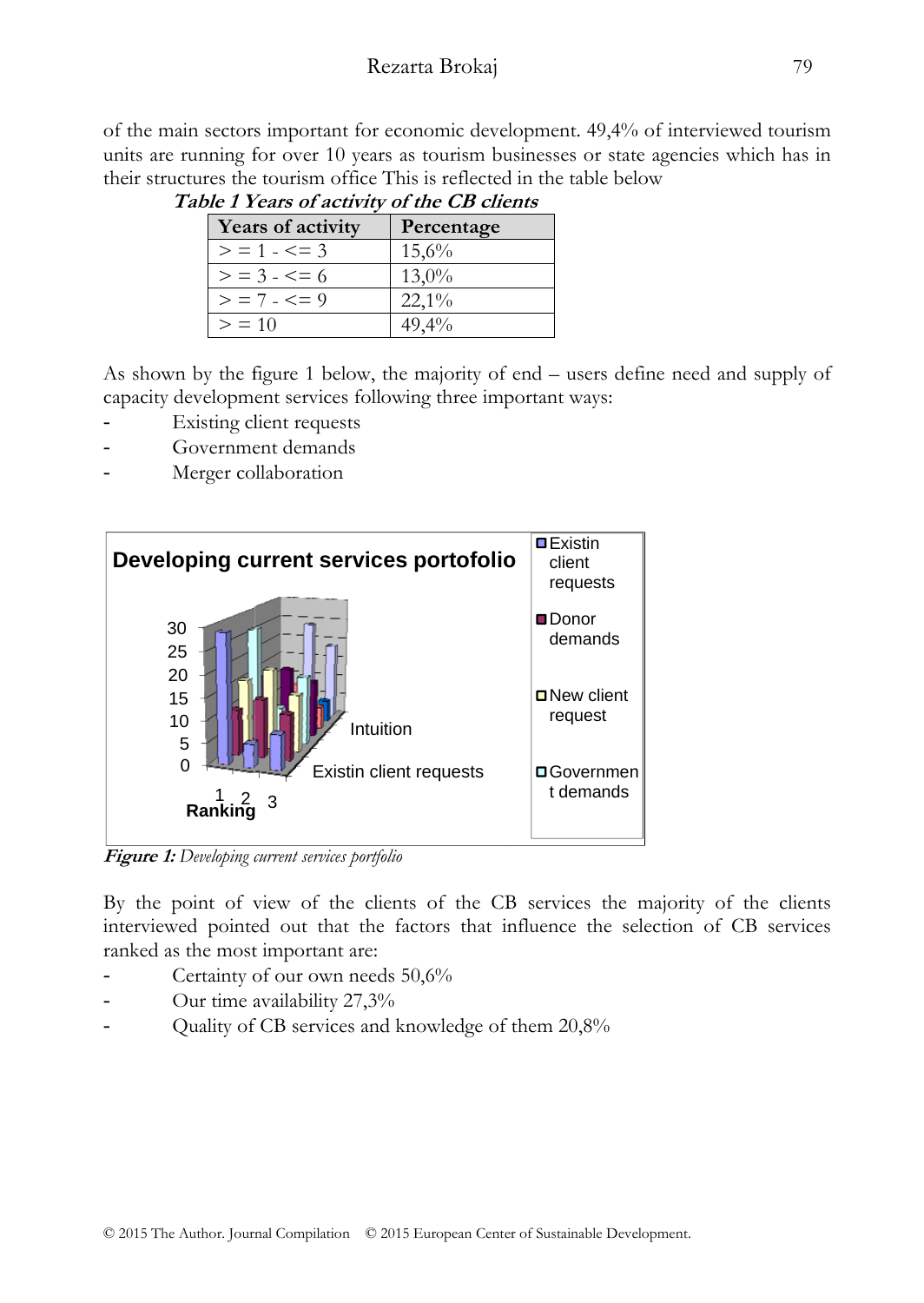of the main sectors important for economic development. 49,4% of interviewed tourism units are running for over 10 years as tourism businesses or state agencies which has in their structures the tourism office This is reflected in the table below

***Table 1 Years of activity of the CB clients***

| Years of activity | Percentage |
|---|---|
| > = 1 - <= 3 | 15,6% |
| > = 3 - <= 6 | 13,0% |
| > = 7 - <= 9 | 22,1% |
| > = 10 | 49,4% |

As shown by the figure 1 below, the majority of end – users define need and supply of capacity development services following three important ways:

- Existing client requests
- Government demands
- Merger collaboration

***Figure 1:*** *Developing current services portfolio*

By the point of view of the clients of the CB services the majority of the clients interviewed pointed out that the factors that influence the selection of CB services ranked as the most important are:

- Certainty of our own needs 50,6%
- Our time availability 27,3%
- Quality of CB services and knowledge of them 20,8%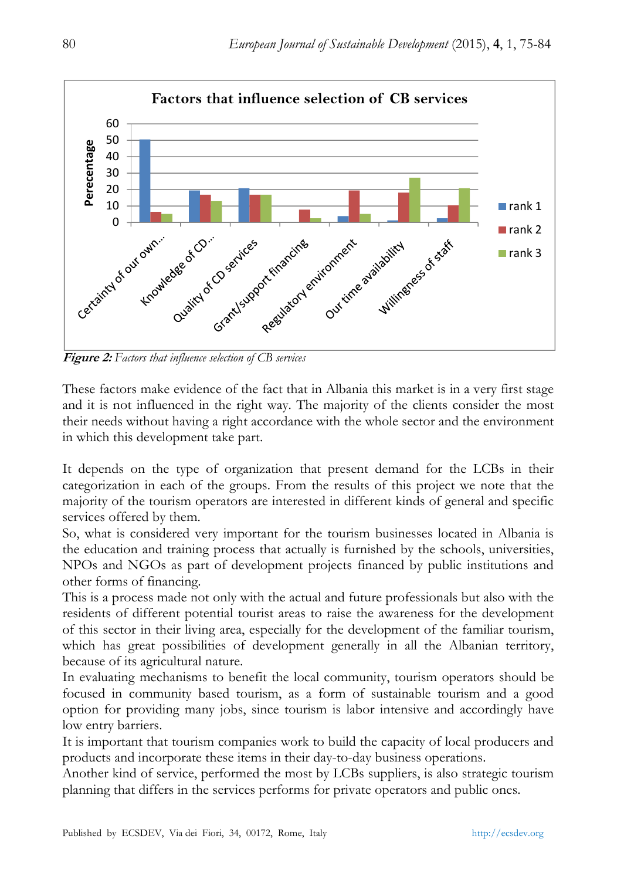**Figure 2:** *Factors that influence selection of CB services*

These factors make evidence of the fact that in Albania this market is in a very first stage and it is not influenced in the right way. The majority of the clients consider the most their needs without having a right accordance with the whole sector and the environment in which this development take part.

It depends on the type of organization that present demand for the LCBs in their categorization in each of the groups. From the results of this project we note that the majority of the tourism operators are interested in different kinds of general and specific services offered by them.

So, what is considered very important for the tourism businesses located in Albania is the education and training process that actually is furnished by the schools, universities, NPOs and NGOs as part of development projects financed by public institutions and other forms of financing.

This is a process made not only with the actual and future professionals but also with the residents of different potential tourist areas to raise the awareness for the development of this sector in their living area, especially for the development of the familiar tourism, which has great possibilities of development generally in all the Albanian territory, because of its agricultural nature.

In evaluating mechanisms to benefit the local community, tourism operators should be focused in community based tourism, as a form of sustainable tourism and a good option for providing many jobs, since tourism is labor intensive and accordingly have low entry barriers.

It is important that tourism companies work to build the capacity of local producers and products and incorporate these items in their day-to-day business operations.

Another kind of service, performed the most by LCBs suppliers, is also strategic tourism planning that differs in the services performs for private operators and public ones.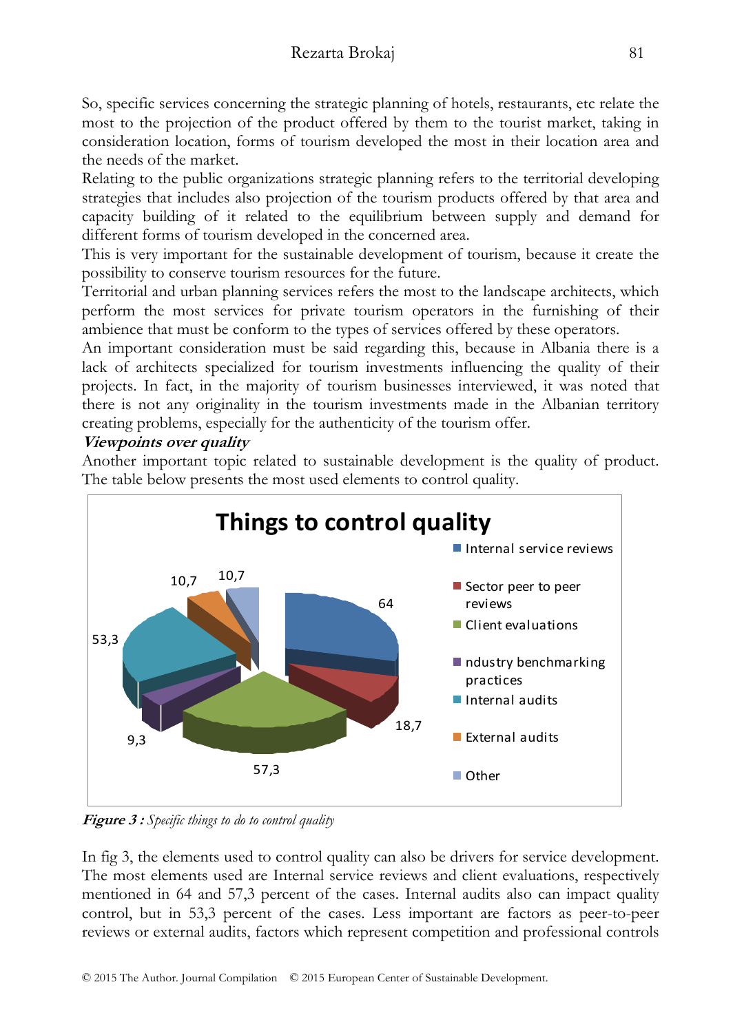So, specific services concerning the strategic planning of hotels, restaurants, etc relate the most to the projection of the product offered by them to the tourist market, taking in consideration location, forms of tourism developed the most in their location area and the needs of the market.

Relating to the public organizations strategic planning refers to the territorial developing strategies that includes also projection of the tourism products offered by that area and capacity building of it related to the equilibrium between supply and demand for different forms of tourism developed in the concerned area.

This is very important for the sustainable development of tourism, because it create the possibility to conserve tourism resources for the future.

Territorial and urban planning services refers the most to the landscape architects, which perform the most services for private tourism operators in the furnishing of their ambience that must be conform to the types of services offered by these operators.

An important consideration must be said regarding this, because in Albania there is a lack of architects specialized for tourism investments influencing the quality of their projects. In fact, in the majority of tourism businesses interviewed, it was noted that there is not any originality in the tourism investments made in the Albanian territory creating problems, especially for the authenticity of the tourism offer.

***Viewpoints over quality***

Another important topic related to sustainable development is the quality of product. The table below presents the most used elements to control quality.

**Things to control quality**

| Element | Value |
|---|---|
| Internal service reviews | 64 |
| Sector peer to peer reviews | 18,7 |
| Client evaluations | 57,3 |
| ndustry benchmarking practices | 9,3 |
| Internal audits | 53,3 |
| External audits | 10,7 |
| Other | 10,7 |

***Figure 3 :*** *Specific things to do to control quality*

In fig 3, the elements used to control quality can also be drivers for service development. The most elements used are Internal service reviews and client evaluations, respectively mentioned in 64 and 57,3 percent of the cases. Internal audits also can impact quality control, but in 53,3 percent of the cases. Less important are factors as peer-to-peer reviews or external audits, factors which represent competition and professional controls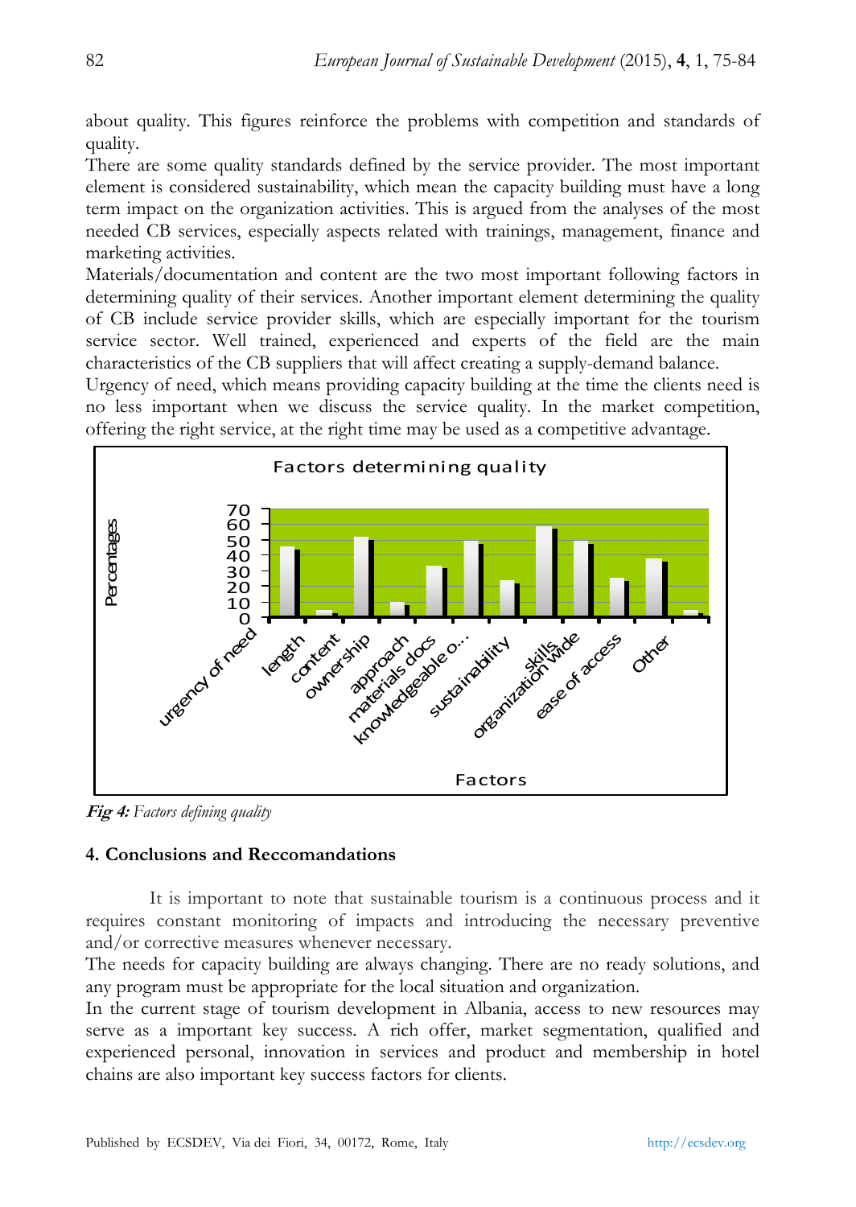about quality. This figures reinforce the problems with competition and standards of quality.

There are some quality standards defined by the service provider. The most important element is considered sustainability, which mean the capacity building must have a long term impact on the organization activities. This is argued from the analyses of the most needed CB services, especially aspects related with trainings, management, finance and marketing activities.

Materials/documentation and content are the two most important following factors in determining quality of their services. Another important element determining the quality of CB include service provider skills, which are especially important for the tourism service sector. Well trained, experienced and experts of the field are the main characteristics of the CB suppliers that will affect creating a supply-demand balance.

Urgency of need, which means providing capacity building at the time the clients need is no less important when we discuss the service quality. In the market competition, offering the right service, at the right time may be used as a competitive advantage.

***Fig 4:*** *Factors defining quality*

## 4. Conclusions and Reccomandations

It is important to note that sustainable tourism is a continuous process and it requires constant monitoring of impacts and introducing the necessary preventive and/or corrective measures whenever necessary.

The needs for capacity building are always changing. There are no ready solutions, and any program must be appropriate for the local situation and organization.

In the current stage of tourism development in Albania, access to new resources may serve as a important key success. A rich offer, market segmentation, qualified and experienced personal, innovation in services and product and membership in hotel chains are also important key success factors for clients.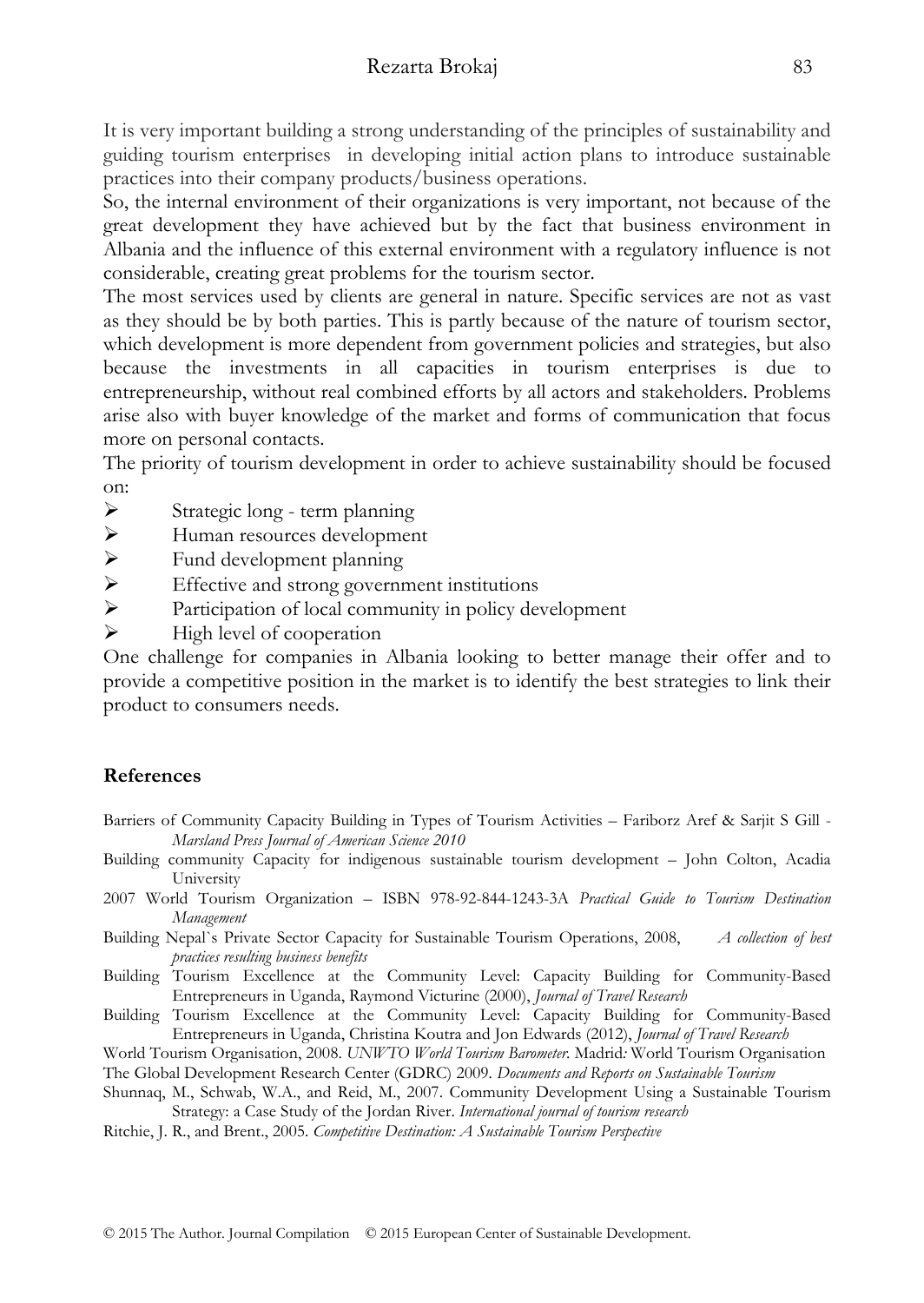It is very important building a strong understanding of the principles of sustainability and guiding tourism enterprises in developing initial action plans to introduce sustainable practices into their company products/business operations.

So, the internal environment of their organizations is very important, not because of the great development they have achieved but by the fact that business environment in Albania and the influence of this external environment with a regulatory influence is not considerable, creating great problems for the tourism sector.

The most services used by clients are general in nature. Specific services are not as vast as they should be by both parties. This is partly because of the nature of tourism sector, which development is more dependent from government policies and strategies, but also because the investments in all capacities in tourism enterprises is due to entrepreneurship, without real combined efforts by all actors and stakeholders. Problems arise also with buyer knowledge of the market and forms of communication that focus more on personal contacts.

The priority of tourism development in order to achieve sustainability should be focused on:

- Strategic long - term planning
- Human resources development
- Fund development planning
- Effective and strong government institutions
- Participation of local community in policy development
- High level of cooperation

One challenge for companies in Albania looking to better manage their offer and to provide a competitive position in the market is to identify the best strategies to link their product to consumers needs.

## References

Barriers of Community Capacity Building in Types of Tourism Activities – Fariborz Aref & Sarjit S Gill - *Marsland Press Journal of American Science 2010*

Building community Capacity for indigenous sustainable tourism development – John Colton, Acadia University

2007 World Tourism Organization – ISBN 978-92-844-1243-3A *Practical Guide to Tourism Destination Management*

Building Nepal`s Private Sector Capacity for Sustainable Tourism Operations, 2008, *A collection of best practices resulting business benefits*

Building Tourism Excellence at the Community Level: Capacity Building for Community-Based Entrepreneurs in Uganda, Raymond Victurine (2000), *Journal of Travel Research*

Building Tourism Excellence at the Community Level: Capacity Building for Community-Based Entrepreneurs in Uganda, Christina Koutra and Jon Edwards (2012), *Journal of Travel Research*

World Tourism Organisation, 2008. *UNWTO World Tourism Barometer.* Madrid*:* World Tourism Organisation

The Global Development Research Center (GDRC) 2009. *Documents and Reports on Sustainable Tourism*

Shunnaq, M., Schwab, W.A., and Reid, M., 2007. Community Development Using a Sustainable Tourism Strategy: a Case Study of the Jordan River. *International journal of tourism research*

Ritchie, J. R., and Brent., 2005. *Competitive Destination: A Sustainable Tourism Perspective*